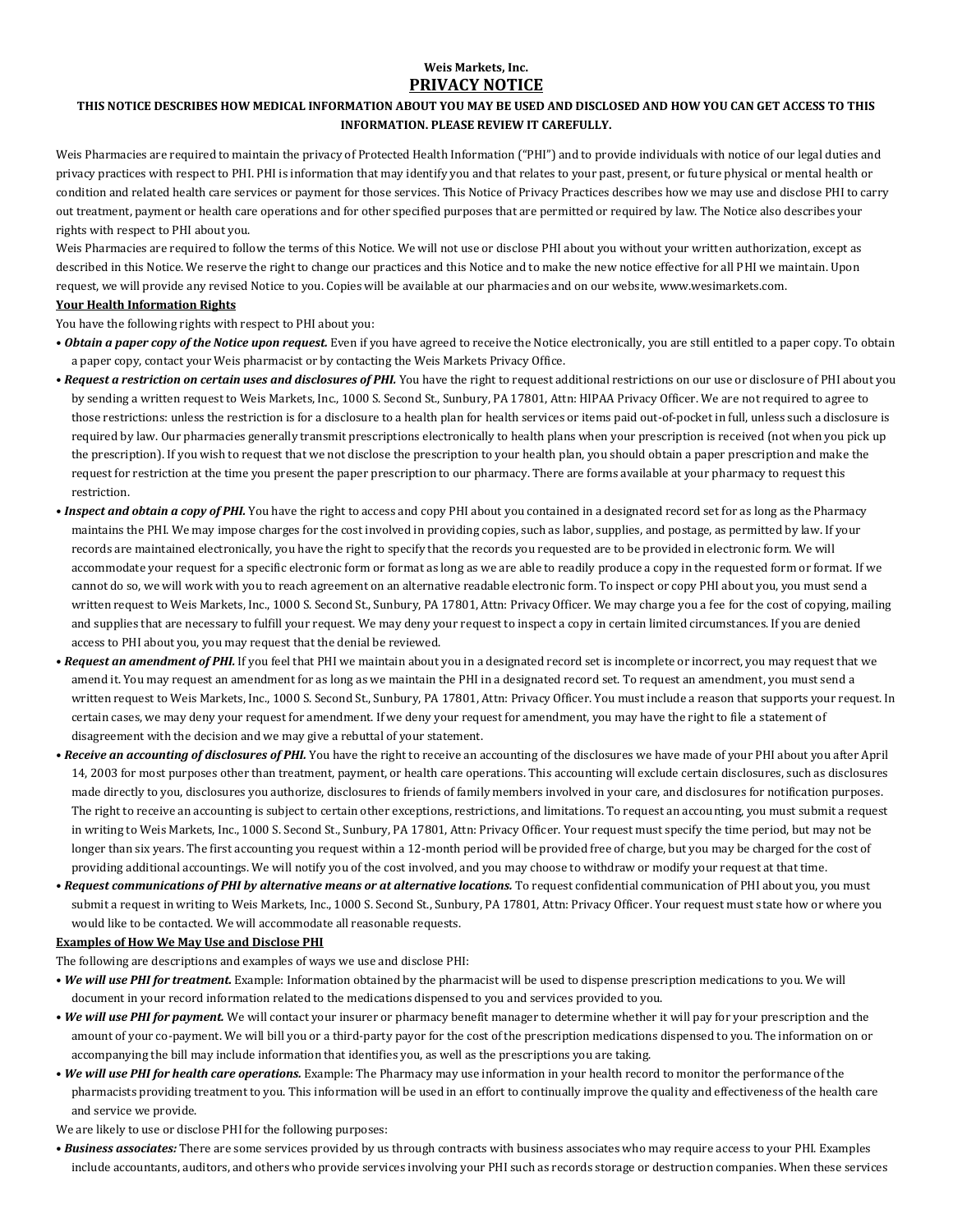**Weis Markets, Inc.**

# PRIVACY NOTICE

**THIS NOTICE DESCRIBES HOW MEDICAL INFORMATION ABOUT YOU MAY BE USED AND DISCLOSED AND HOW YOU CAN GET ACCESS TO THIS INFORMATION. PLEASE REVIEW IT CAREFULLY.**

Weis Pharmacies are required to maintain the privacy of Protected Health Information ("PHI") and to provide individuals with notice of our legal duties and privacy practices with respect to PHI. PHI is information that may identify you and that relates to your past, present, or future physical or mental health or condition and related health care services or payment for those services. This Notice of Privacy Practices describes how we may use and disclose PHI to carry out treatment, payment or health care operations and for other specified purposes that are permitted or required by law. The Notice also describes your rights with respect to PHI about you.

Weis Pharmacies are required to follow the terms of this Notice. We will not use or disclose PHI about you without your written authorization, except as described in this Notice. We reserve the right to change our practices and this Notice and to make the new notice effective for all PHI we maintain. Upon request, we will provide any revised Notice to you. Copies will be available at our pharmacies and on our website, www.wesimarkets.com.

**Your Health Information Rights**

You have the following rights with respect to PHI about you:

- ***Obtain a paper copy of the Notice upon request.*** Even if you have agreed to receive the Notice electronically, you are still entitled to a paper copy. To obtain a paper copy, contact your Weis pharmacist or by contacting the Weis Markets Privacy Office.
- ***Request a restriction on certain uses and disclosures of PHI.*** You have the right to request additional restrictions on our use or disclosure of PHI about you by sending a written request to Weis Markets, Inc., 1000 S. Second St., Sunbury, PA 17801, Attn: HIPAA Privacy Officer. We are not required to agree to those restrictions: unless the restriction is for a disclosure to a health plan for health services or items paid out-of-pocket in full, unless such a disclosure is required by law. Our pharmacies generally transmit prescriptions electronically to health plans when your prescription is received (not when you pick up the prescription). If you wish to request that we not disclose the prescription to your health plan, you should obtain a paper prescription and make the request for restriction at the time you present the paper prescription to our pharmacy. There are forms available at your pharmacy to request this restriction.
- ***Inspect and obtain a copy of PHI.*** You have the right to access and copy PHI about you contained in a designated record set for as long as the Pharmacy maintains the PHI. We may impose charges for the cost involved in providing copies, such as labor, supplies, and postage, as permitted by law. If your records are maintained electronically, you have the right to specify that the records you requested are to be provided in electronic form. We will accommodate your request for a specific electronic form or format as long as we are able to readily produce a copy in the requested form or format. If we cannot do so, we will work with you to reach agreement on an alternative readable electronic form. To inspect or copy PHI about you, you must send a written request to Weis Markets, Inc., 1000 S. Second St., Sunbury, PA 17801, Attn: Privacy Officer. We may charge you a fee for the cost of copying, mailing and supplies that are necessary to fulfill your request. We may deny your request to inspect a copy in certain limited circumstances. If you are denied access to PHI about you, you may request that the denial be reviewed.
- ***Request an amendment of PHI.*** If you feel that PHI we maintain about you in a designated record set is incomplete or incorrect, you may request that we amend it. You may request an amendment for as long as we maintain the PHI in a designated record set. To request an amendment, you must send a written request to Weis Markets, Inc., 1000 S. Second St., Sunbury, PA 17801, Attn: Privacy Officer. You must include a reason that supports your request. In certain cases, we may deny your request for amendment. If we deny your request for amendment, you may have the right to file a statement of disagreement with the decision and we may give a rebuttal of your statement.
- ***Receive an accounting of disclosures of PHI.*** You have the right to receive an accounting of the disclosures we have made of your PHI about you after April 14, 2003 for most purposes other than treatment, payment, or health care operations. This accounting will exclude certain disclosures, such as disclosures made directly to you, disclosures you authorize, disclosures to friends of family members involved in your care, and disclosures for notification purposes. The right to receive an accounting is subject to certain other exceptions, restrictions, and limitations. To request an accounting, you must submit a request in writing to Weis Markets, Inc., 1000 S. Second St., Sunbury, PA 17801, Attn: Privacy Officer. Your request must specify the time period, but may not be longer than six years. The first accounting you request within a 12-month period will be provided free of charge, but you may be charged for the cost of providing additional accountings. We will notify you of the cost involved, and you may choose to withdraw or modify your request at that time.
- ***Request communications of PHI by alternative means or at alternative locations.*** To request confidential communication of PHI about you, you must submit a request in writing to Weis Markets, Inc., 1000 S. Second St., Sunbury, PA 17801, Attn: Privacy Officer. Your request must state how or where you would like to be contacted. We will accommodate all reasonable requests.

**Examples of How We May Use and Disclose PHI**

The following are descriptions and examples of ways we use and disclose PHI:

- ***We will use PHI for treatment.*** Example: Information obtained by the pharmacist will be used to dispense prescription medications to you. We will document in your record information related to the medications dispensed to you and services provided to you.
- ***We will use PHI for payment.*** We will contact your insurer or pharmacy benefit manager to determine whether it will pay for your prescription and the amount of your co-payment. We will bill you or a third-party payor for the cost of the prescription medications dispensed to you. The information on or accompanying the bill may include information that identifies you, as well as the prescriptions you are taking.
- ***We will use PHI for health care operations.*** Example: The Pharmacy may use information in your health record to monitor the performance of the pharmacists providing treatment to you. This information will be used in an effort to continually improve the quality and effectiveness of the health care and service we provide.

We are likely to use or disclose PHI for the following purposes:

- ***Business associates:*** There are some services provided by us through contracts with business associates who may require access to your PHI. Examples include accountants, auditors, and others who provide services involving your PHI such as records storage or destruction companies. When these services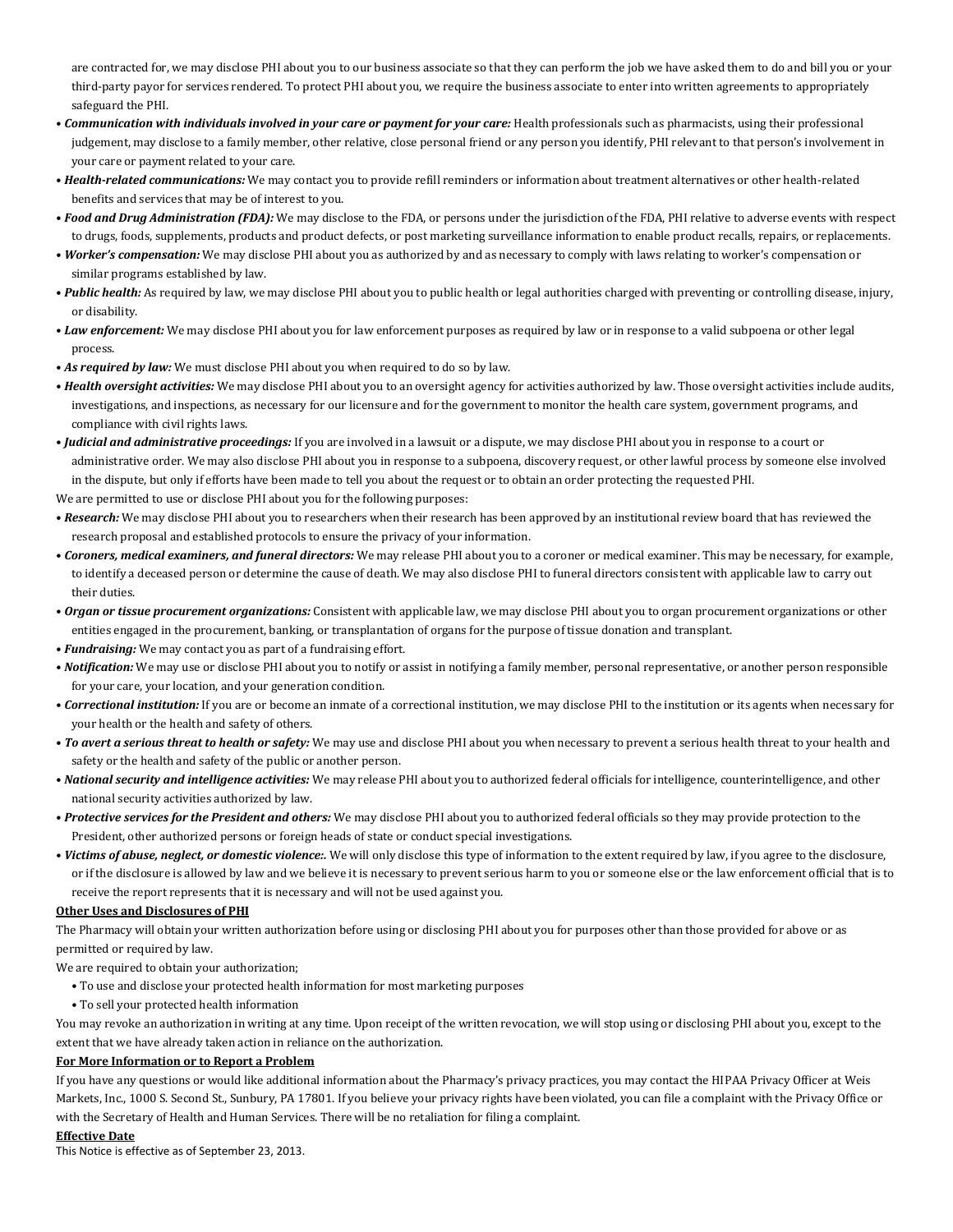are contracted for, we may disclose PHI about you to our business associate so that they can perform the job we have asked them to do and bill you or your third-party payor for services rendered. To protect PHI about you, we require the business associate to enter into written agreements to appropriately safeguard the PHI.

- ***Communication with individuals involved in your care or payment for your care:*** Health professionals such as pharmacists, using their professional judgement, may disclose to a family member, other relative, close personal friend or any person you identify, PHI relevant to that person's involvement in your care or payment related to your care.
- ***Health-related communications:*** We may contact you to provide refill reminders or information about treatment alternatives or other health-related benefits and services that may be of interest to you.
- ***Food and Drug Administration (FDA):*** We may disclose to the FDA, or persons under the jurisdiction of the FDA, PHI relative to adverse events with respect to drugs, foods, supplements, products and product defects, or post marketing surveillance information to enable product recalls, repairs, or replacements.
- ***Worker's compensation:*** We may disclose PHI about you as authorized by and as necessary to comply with laws relating to worker's compensation or similar programs established by law.
- ***Public health:*** As required by law, we may disclose PHI about you to public health or legal authorities charged with preventing or controlling disease, injury, or disability.
- ***Law enforcement:*** We may disclose PHI about you for law enforcement purposes as required by law or in response to a valid subpoena or other legal process.
- ***As required by law:*** We must disclose PHI about you when required to do so by law.
- ***Health oversight activities:*** We may disclose PHI about you to an oversight agency for activities authorized by law. Those oversight activities include audits, investigations, and inspections, as necessary for our licensure and for the government to monitor the health care system, government programs, and compliance with civil rights laws.
- ***Judicial and administrative proceedings:*** If you are involved in a lawsuit or a dispute, we may disclose PHI about you in response to a court or administrative order. We may also disclose PHI about you in response to a subpoena, discovery request, or other lawful process by someone else involved in the dispute, but only if efforts have been made to tell you about the request or to obtain an order protecting the requested PHI.

We are permitted to use or disclose PHI about you for the following purposes:

- ***Research:*** We may disclose PHI about you to researchers when their research has been approved by an institutional review board that has reviewed the research proposal and established protocols to ensure the privacy of your information.
- ***Coroners, medical examiners, and funeral directors:*** We may release PHI about you to a coroner or medical examiner. This may be necessary, for example, to identify a deceased person or determine the cause of death. We may also disclose PHI to funeral directors consistent with applicable law to carry out their duties.
- ***Organ or tissue procurement organizations:*** Consistent with applicable law, we may disclose PHI about you to organ procurement organizations or other entities engaged in the procurement, banking, or transplantation of organs for the purpose of tissue donation and transplant.
- ***Fundraising:*** We may contact you as part of a fundraising effort.
- ***Notification:*** We may use or disclose PHI about you to notify or assist in notifying a family member, personal representative, or another person responsible for your care, your location, and your generation condition.
- ***Correctional institution:*** If you are or become an inmate of a correctional institution, we may disclose PHI to the institution or its agents when necessary for your health or the health and safety of others.
- ***To avert a serious threat to health or safety:*** We may use and disclose PHI about you when necessary to prevent a serious health threat to your health and safety or the health and safety of the public or another person.
- ***National security and intelligence activities:*** We may release PHI about you to authorized federal officials for intelligence, counterintelligence, and other national security activities authorized by law.
- ***Protective services for the President and others:*** We may disclose PHI about you to authorized federal officials so they may provide protection to the President, other authorized persons or foreign heads of state or conduct special investigations.
- ***Victims of abuse, neglect, or domestic violence:.*** We will only disclose this type of information to the extent required by law, if you agree to the disclosure, or if the disclosure is allowed by law and we believe it is necessary to prevent serious harm to you or someone else or the law enforcement official that is to receive the report represents that it is necessary and will not be used against you.

**Other Uses and Disclosures of PHI**

The Pharmacy will obtain your written authorization before using or disclosing PHI about you for purposes other than those provided for above or as permitted or required by law.

We are required to obtain your authorization;

- To use and disclose your protected health information for most marketing purposes
- To sell your protected health information

You may revoke an authorization in writing at any time. Upon receipt of the written revocation, we will stop using or disclosing PHI about you, except to the extent that we have already taken action in reliance on the authorization.

**For More Information or to Report a Problem**

If you have any questions or would like additional information about the Pharmacy's privacy practices, you may contact the HIPAA Privacy Officer at Weis Markets, Inc., 1000 S. Second St., Sunbury, PA 17801. If you believe your privacy rights have been violated, you can file a complaint with the Privacy Office or with the Secretary of Health and Human Services. There will be no retaliation for filing a complaint.

**Effective Date**

This Notice is effective as of September 23, 2013.